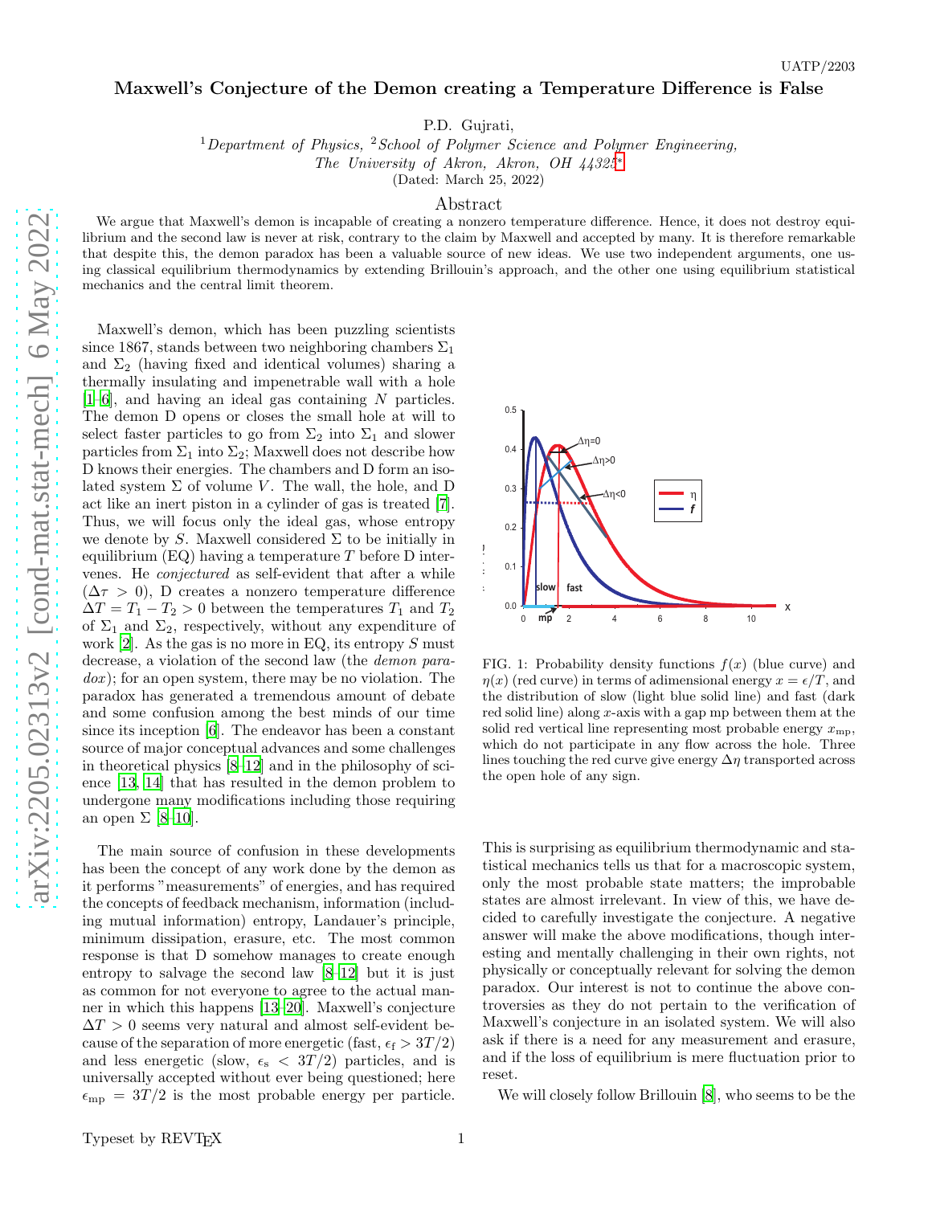UATP/2203

# Maxwell's Conjecture of the Demon creating a Temperature Difference is False

P.D. Gujrati,

[1] *Department of Physics,* [2] *School of Polymer Science and Polymer Engineering, The University of Akron, Akron, OH 44325*[*]

(Dated: March 25, 2022)

## Abstract

We argue that Maxwell's demon is incapable of creating a nonzero temperature difference. Hence, it does not destroy equilibrium and the second law is never at risk, contrary to the claim by Maxwell and accepted by many. It is therefore remarkable that despite this, the demon paradox has been a valuable source of new ideas. We use two independent arguments, one using classical equilibrium thermodynamics by extending Brillouin's approach, and the other one using equilibrium statistical mechanics and the central limit theorem.

Maxwell's demon, which has been puzzling scientists since 1867, stands between two neighboring chambers $\Sigma_1$ and $\Sigma_2$ (having fixed and identical volumes) sharing a thermally insulating and impenetrable wall with a hole [1–6], and having an ideal gas containing $N$ particles. The demon D opens or closes the small hole at will to select faster particles to go from $\Sigma_2$ into $\Sigma_1$ and slower particles from $\Sigma_1$ into $\Sigma_2$; Maxwell does not describe how D knows their energies. The chambers and D form an isolated system $\Sigma$ of volume $V$. The wall, the hole, and D act like an inert piston in a cylinder of gas is treated [7]. Thus, we will focus only the ideal gas, whose entropy we denote by $S$. Maxwell considered $\Sigma$ to be initially in equilibrium (EQ) having a temperature $T$ before D intervenes. He *conjectured* as self-evident that after a while ($\Delta\tau > 0$), D creates a nonzero temperature difference $\Delta T = T_1 - T_2 > 0$ between the temperatures $T_1$ and $T_2$ of $\Sigma_1$ and $\Sigma_2$, respectively, without any expenditure of work [2]. As the gas is no more in EQ, its entropy $S$ must decrease, a violation of the second law (the *demon paradox*); for an open system, there may be no violation. The paradox has generated a tremendous amount of debate and some confusion among the best minds of our time since its inception [6]. The endeavor has been a constant source of major conceptual advances and some challenges in theoretical physics [8–12] and in the philosophy of science [13, 14] that has resulted in the demon problem to undergone many modifications including those requiring an open $\Sigma$ [8–10].

The main source of confusion in these developments has been the concept of any work done by the demon as it performs "measurements" of energies, and has required the concepts of feedback mechanism, information (including mutual information) entropy, Landauer's principle, minimum dissipation, erasure, etc. The most common response is that D somehow manages to create enough entropy to salvage the second law [8–12] but it is just as common for not everyone to agree to the actual manner in which this happens [13–20]. Maxwell's conjecture $\Delta T > 0$ seems very natural and almost self-evident because of the separation of more energetic (fast, $\epsilon_{\rm f} > 3T/2$) and less energetic (slow, $\epsilon_{\rm s} < 3T/2$) particles, and is universally accepted without ever being questioned; here $\epsilon_{\rm mp} = 3T/2$ is the most probable energy per particle.

FIG. 1: Probability density functions $f(x)$ (blue curve) and $\eta(x)$ (red curve) in terms of adimensional energy $x = \epsilon/T$, and the distribution of slow (light blue solid line) and fast (dark red solid line) along $x$-axis with a gap mp between them at the solid red vertical line representing most probable energy $x_{\rm mp}$, which do not participate in any flow across the hole. Three lines touching the red curve give energy $\Delta\eta$ transported across the open hole of any sign.

This is surprising as equilibrium thermodynamic and statistical mechanics tells us that for a macroscopic system, only the most probable state matters; the improbable states are almost irrelevant. In view of this, we have decided to carefully investigate the conjecture. A negative answer will make the above modifications, though interesting and mentally challenging in their own rights, not physically or conceptually relevant for solving the demon paradox. Our interest is not to continue the above controversies as they do not pertain to the verification of Maxwell's conjecture in an isolated system. We will also ask if there is a need for any measurement and erasure, and if the loss of equilibrium is mere fluctuation prior to reset.

We will closely follow Brillouin [8], who seems to be the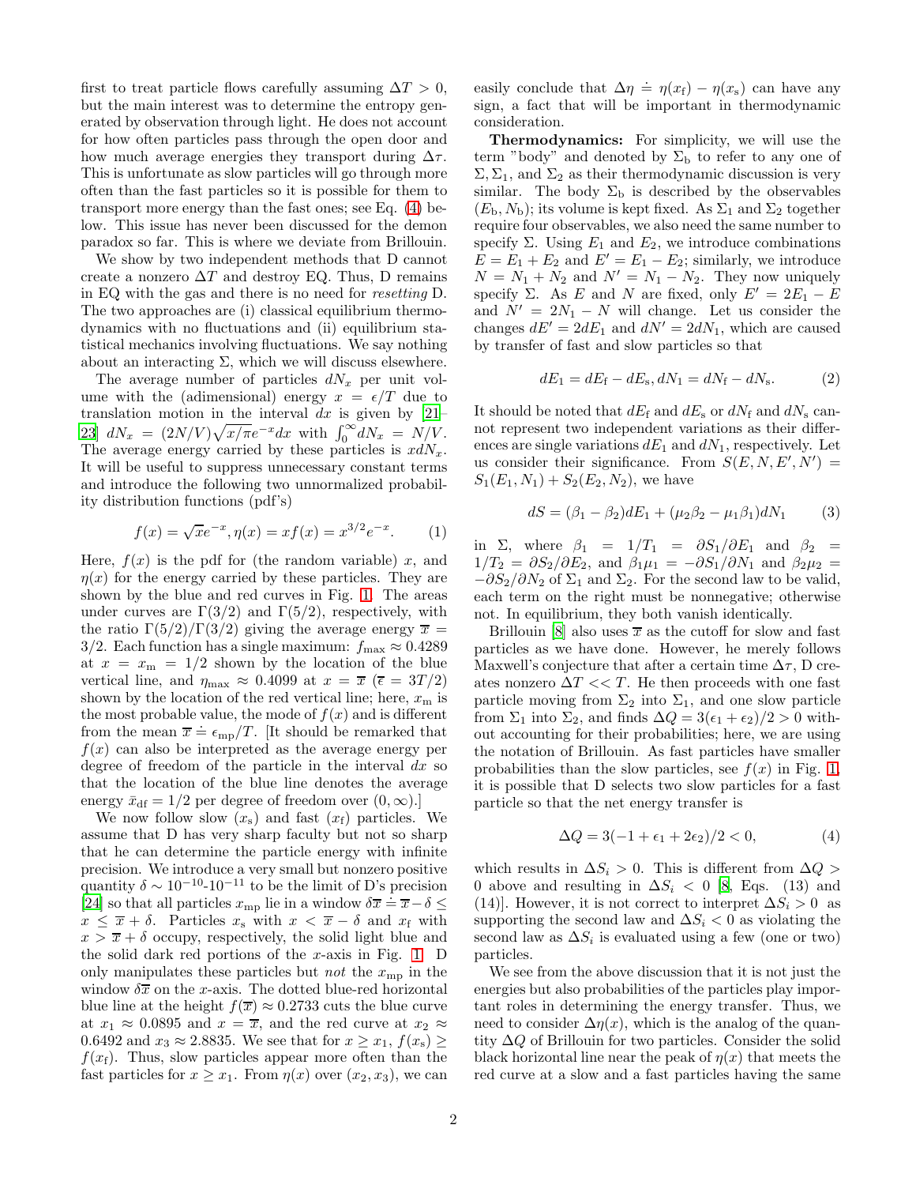first to treat particle flows carefully assuming $\Delta T > 0$, but the main interest was to determine the entropy generated by observation through light. He does not account for how often particles pass through the open door and how much average energies they transport during $\Delta\tau$. This is unfortunate as slow particles will go through more often than the fast particles so it is possible for them to transport more energy than the fast ones; see Eq. (4) below. This issue has never been discussed for the demon paradox so far. This is where we deviate from Brillouin.

We show by two independent methods that D cannot create a nonzero $\Delta T$ and destroy EQ. Thus, D remains in EQ with the gas and there is no need for *resetting* D. The two approaches are (i) classical equilibrium thermodynamics with no fluctuations and (ii) equilibrium statistical mechanics involving fluctuations. We say nothing about an interacting $\Sigma$, which we will discuss elsewhere.

The average number of particles $dN_x$ per unit volume with the (adimensional) energy $x = \epsilon/T$ due to translation motion in the interval $dx$ is given by [21–23] $dN_x = (2N/V)\sqrt{x/\pi}e^{-x}dx$ with $\int_0^\infty dN_x = N/V$. The average energy carried by these particles is $xdN_x$. It will be useful to suppress unnecessary constant terms and introduce the following two unnormalized probability distribution functions (pdf's)

$$f(x) = \sqrt{x}e^{-x}, \eta(x) = xf(x) = x^{3/2}e^{-x}. \qquad (1)$$

Here, $f(x)$ is the pdf for (the random variable) $x$, and $\eta(x)$ for the energy carried by these particles. They are shown by the blue and red curves in Fig. 1. The areas under curves are $\Gamma(3/2)$ and $\Gamma(5/2)$, respectively, with the ratio $\Gamma(5/2)/\Gamma(3/2)$ giving the average energy $\overline{x} = 3/2$. Each function has a single maximum: $f_{\max} \approx 0.4289$ at $x = x_{\rm m} = 1/2$ shown by the location of the blue vertical line, and $\eta_{\max} \approx 0.4099$ at $x = \overline{x}$ ($\overline{\epsilon} = 3T/2$) shown by the location of the red vertical line; here, $x_{\rm m}$ is the most probable value, the mode of $f(x)$ and is different from the mean $\overline{x} \doteq \epsilon_{\rm mp}/T$. [It should be remarked that $f(x)$ can also be interpreted as the average energy per degree of freedom of the particle in the interval $dx$ so that the location of the blue line denotes the average energy $\bar{x}_{\rm df} = 1/2$ per degree of freedom over $(0, \infty)$.]

We now follow slow ($x_{\rm s}$) and fast ($x_{\rm f}$) particles. We assume that D has very sharp faculty but not so sharp that he can determine the particle energy with infinite precision. We introduce a very small but nonzero positive quantity $\delta \sim 10^{-10}$-$10^{-11}$ to be the limit of D's precision [24] so that all particles $x_{\rm mp}$ lie in a window $\delta\overline{x} \doteq \overline{x} - \delta \leq x \leq \overline{x} + \delta$. Particles $x_{\rm s}$ with $x < \overline{x} - \delta$ and $x_{\rm f}$ with $x > \overline{x} + \delta$ occupy, respectively, the solid light blue and the solid dark red portions of the $x$-axis in Fig. 1. D only manipulates these particles but *not* the $x_{\rm mp}$ in the window $\delta\overline{x}$ on the $x$-axis. The dotted blue-red horizontal blue line at the height $f(\overline{x}) \approx 0.2733$ cuts the blue curve at $x_1 \approx 0.0895$ and $x = \overline{x}$, and the red curve at $x_2 \approx 0.6492$ and $x_3 \approx 2.8835$. We see that for $x \geq x_1$, $f(x_{\rm s}) \geq f(x_{\rm f})$. Thus, slow particles appear more often than the fast particles for $x \geq x_1$. From $\eta(x)$ over $(x_2, x_3)$, we can easily conclude that $\Delta\eta \doteq \eta(x_{\rm f}) - \eta(x_{\rm s})$ can have any sign, a fact that will be important in thermodynamic consideration.

**Thermodynamics:** For simplicity, we will use the term "body" and denoted by $\Sigma_{\rm b}$ to refer to any one of $\Sigma, \Sigma_1$, and $\Sigma_2$ as their thermodynamic discussion is very similar. The body $\Sigma_{\rm b}$ is described by the observables $(E_{\rm b}, N_{\rm b})$; its volume is kept fixed. As $\Sigma_1$ and $\Sigma_2$ together require four observables, we also need the same number to specify $\Sigma$. Using $E_1$ and $E_2$, we introduce combinations $E = E_1 + E_2$ and $E' = E_1 - E_2$; similarly, we introduce $N = N_1 + N_2$ and $N' = N_1 - N_2$. They now uniquely specify $\Sigma$. As $E$ and $N$ are fixed, only $E' = 2E_1 - E$ and $N' = 2N_1 - N$ will change. Let us consider the changes $dE' = 2dE_1$ and $dN' = 2dN_1$, which are caused by transfer of fast and slow particles so that

$$dE_1 = dE_{\rm f} - dE_{\rm s}, dN_1 = dN_{\rm f} - dN_{\rm s}. \qquad (2)$$

It should be noted that $dE_{\rm f}$ and $dE_{\rm s}$ or $dN_{\rm f}$ and $dN_{\rm s}$ cannot represent two independent variations as their differences are single variations $dE_1$ and $dN_1$, respectively. Let us consider their significance. From $S(E, N, E', N') = S_1(E_1, N_1) + S_2(E_2, N_2)$, we have

$$dS = (\beta_1 - \beta_2)dE_1 + (\mu_2\beta_2 - \mu_1\beta_1)dN_1 \qquad (3)$$

in $\Sigma$, where $\beta_1 = 1/T_1 = \partial S_1/\partial E_1$ and $\beta_2 = 1/T_2 = \partial S_2/\partial E_2$, and $\beta_1\mu_1 = -\partial S_1/\partial N_1$ and $\beta_2\mu_2 = -\partial S_2/\partial N_2$ of $\Sigma_1$ and $\Sigma_2$. For the second law to be valid, each term on the right must be nonnegative; otherwise not. In equilibrium, they both vanish identically.

Brillouin [8] also uses $\overline{x}$ as the cutoff for slow and fast particles as we have done. However, he merely follows Maxwell's conjecture that after a certain time $\Delta\tau$, D creates nonzero $\Delta T << T$. He then proceeds with one fast particle moving from $\Sigma_2$ into $\Sigma_1$, and one slow particle from $\Sigma_1$ into $\Sigma_2$, and finds $\Delta Q = 3(\epsilon_1 + \epsilon_2)/2 > 0$ without accounting for their probabilities; here, we are using the notation of Brillouin. As fast particles have smaller probabilities than the slow particles, see $f(x)$ in Fig. 1, it is possible that D selects two slow particles for a fast particle so that the net energy transfer is

$$\Delta Q = 3(-1 + \epsilon_1 + 2\epsilon_2)/2 < 0, \qquad (4)$$

which results in $\Delta S_i > 0$. This is different from $\Delta Q > 0$ above and resulting in $\Delta S_i < 0$ [8, Eqs. (13) and (14)]. However, it is not correct to interpret $\Delta S_i > 0$ as supporting the second law and $\Delta S_i < 0$ as violating the second law as $\Delta S_i$ is evaluated using a few (one or two) particles.

We see from the above discussion that it is not just the energies but also probabilities of the particles play important roles in determining the energy transfer. Thus, we need to consider $\Delta\eta(x)$, which is the analog of the quantity $\Delta Q$ of Brillouin for two particles. Consider the solid black horizontal line near the peak of $\eta(x)$ that meets the red curve at a slow and a fast particles having the same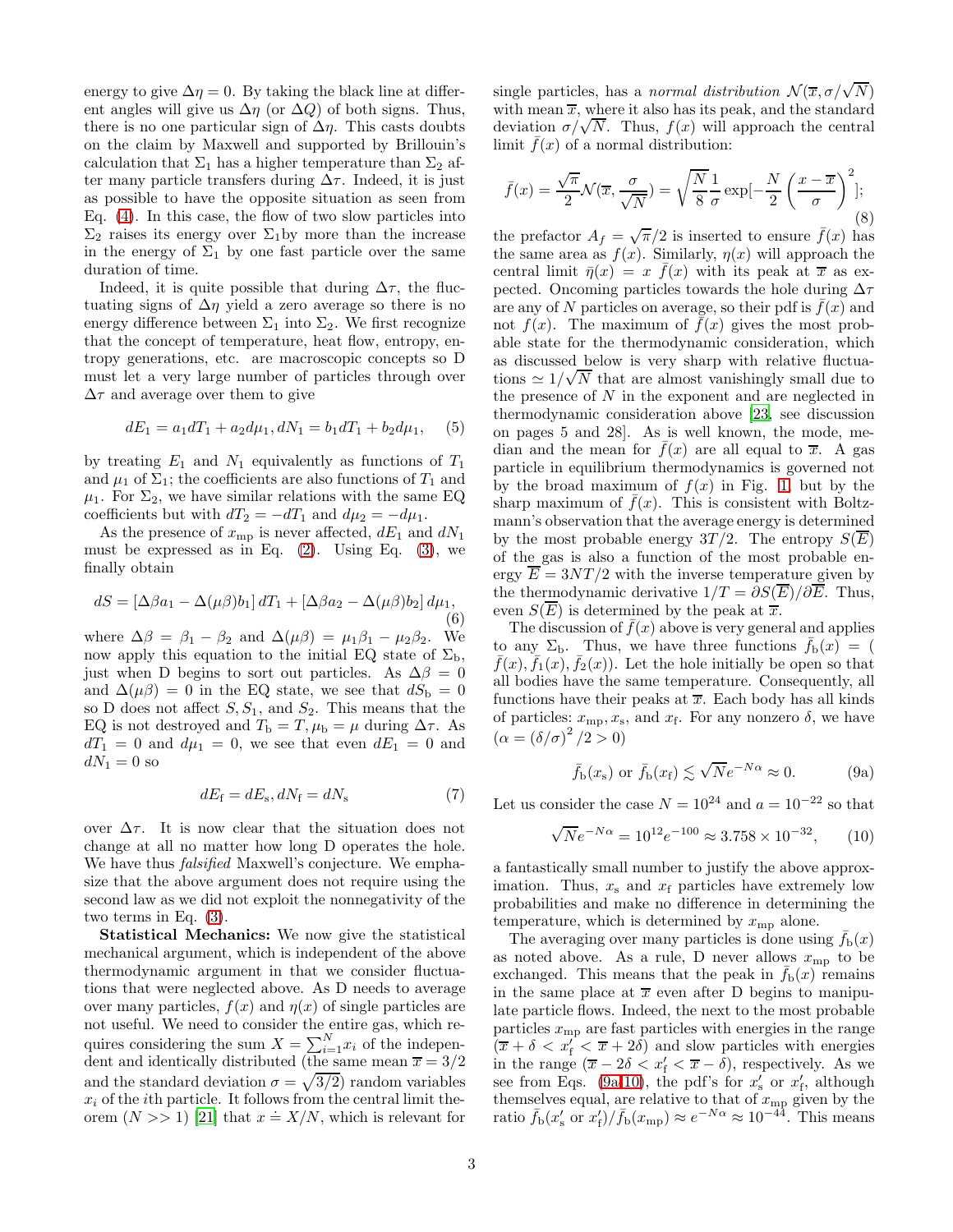energy to give $\Delta\eta = 0$. By taking the black line at different angles will give us $\Delta\eta$ (or $\Delta Q$) of both signs. Thus, there is no one particular sign of $\Delta\eta$. This casts doubts on the claim by Maxwell and supported by Brillouin's calculation that $\Sigma_1$ has a higher temperature than $\Sigma_2$ after many particle transfers during $\Delta\tau$. Indeed, it is just as possible to have the opposite situation as seen from Eq. (4). In this case, the flow of two slow particles into $\Sigma_2$ raises its energy over $\Sigma_1$by more than the increase in the energy of $\Sigma_1$ by one fast particle over the same duration of time.

Indeed, it is quite possible that during $\Delta\tau$, the fluctuating signs of $\Delta\eta$ yield a zero average so there is no energy difference between $\Sigma_1$ into $\Sigma_2$. We first recognize that the concept of temperature, heat flow, entropy, entropy generations, etc. are macroscopic concepts so D must let a very large number of particles through over $\Delta\tau$ and average over them to give

$$dE_1 = a_1 dT_1 + a_2 d\mu_1, dN_1 = b_1 dT_1 + b_2 d\mu_1, \quad (5)$$

by treating $E_1$ and $N_1$ equivalently as functions of $T_1$ and $\mu_1$ of $\Sigma_1$; the coefficients are also functions of $T_1$ and $\mu_1$. For $\Sigma_2$, we have similar relations with the same EQ coefficients but with $dT_2 = -dT_1$ and $d\mu_2 = -d\mu_1$.

As the presence of $x_{\rm mp}$ is never affected, $dE_1$ and $dN_1$ must be expressed as in Eq. (2). Using Eq. (3), we finally obtain

$$dS = \left[\Delta\beta a_1 - \Delta(\mu\beta)b_1\right] dT_1 + \left[\Delta\beta a_2 - \Delta(\mu\beta)b_2\right] d\mu_1, \quad (6)$$

where $\Delta\beta = \beta_1 - \beta_2$ and $\Delta(\mu\beta) = \mu_1\beta_1 - \mu_2\beta_2$. We now apply this equation to the initial EQ state of $\Sigma_{\rm b}$, just when D begins to sort out particles. As $\Delta\beta = 0$ and $\Delta(\mu\beta) = 0$ in the EQ state, we see that $dS_{\rm b} = 0$ so D does not affect $S, S_1$, and $S_2$. This means that the EQ is not destroyed and $T_{\rm b} = T, \mu_{\rm b} = \mu$ during $\Delta\tau$. As $dT_1 = 0$ and $d\mu_1 = 0$, we see that even $dE_1 = 0$ and $dN_1 = 0$ so

$$dE_{\rm f} = dE_{\rm s}, dN_{\rm f} = dN_{\rm s} \quad (7)$$

over $\Delta\tau$. It is now clear that the situation does not change at all no matter how long D operates the hole. We have thus *falsified* Maxwell's conjecture. We emphasize that the above argument does not require using the second law as we did not exploit the nonnegativity of the two terms in Eq. (3).

**Statistical Mechanics:** We now give the statistical mechanical argument, which is independent of the above thermodynamic argument in that we consider fluctuations that were neglected above. As D needs to average over many particles, $f(x)$ and $\eta(x)$ of single particles are not useful. We need to consider the entire gas, which requires considering the sum $X = \sum_{i=1}^{N} x_i$ of the independent and identically distributed (the same mean $\overline{x} = 3/2$ and the standard deviation $\sigma = \sqrt{3/2}$) random variables $x_i$ of the $i$th particle. It follows from the central limit theorem ($N >> 1$) [21] that $x \doteq X/N$, which is relevant for single particles, has a *normal distribution* $\mathcal{N}(\overline{x}, \sigma/\sqrt{N})$ with mean $\overline{x}$, where it also has its peak, and the standard deviation $\sigma/\sqrt{N}$. Thus, $f(x)$ will approach the central limit $\bar{f}(x)$ of a normal distribution:

$$\bar{f}(x) = \frac{\sqrt{\pi}}{2}\mathcal{N}(\overline{x}, \frac{\sigma}{\sqrt{N}}) = \sqrt{\frac{N}{8}}\frac{1}{\sigma}\exp[-\frac{N}{2}\left(\frac{x-\overline{x}}{\sigma}\right)^2]; \quad (8)$$

the prefactor $A_f = \sqrt{\pi}/2$ is inserted to ensure $\bar{f}(x)$ has the same area as $f(x)$. Similarly, $\eta(x)$ will approach the central limit $\bar{\eta}(x) = x\ \bar{f}(x)$ with its peak at $\overline{x}$ as expected. Oncoming particles towards the hole during $\Delta\tau$ are any of $N$ particles on average, so their pdf is $\bar{f}(x)$ and not $f(x)$. The maximum of $\bar{f}(x)$ gives the most probable state for the thermodynamic consideration, which as discussed below is very sharp with relative fluctuations $\simeq 1/\sqrt{N}$ that are almost vanishingly small due to the presence of $N$ in the exponent and are neglected in thermodynamic consideration above [23, see discussion on pages 5 and 28]. As is well known, the mode, median and the mean for $\bar{f}(x)$ are all equal to $\overline{x}$. A gas particle in equilibrium thermodynamics is governed not by the broad maximum of $f(x)$ in Fig. 1, but by the sharp maximum of $\bar{f}(x)$. This is consistent with Boltzmann's observation that the average energy is determined by the most probable energy $3T/2$. The entropy $S(\overline{E})$ of the gas is also a function of the most probable energy $\overline{E} = 3NT/2$ with the inverse temperature given by the thermodynamic derivative $1/T = \partial S(\overline{E})/\partial\overline{E}$. Thus, even $S(\overline{E})$ is determined by the peak at $\overline{x}$.

The discussion of $\bar{f}(x)$ above is very general and applies to any $\Sigma_{\rm b}$. Thus, we have three functions $\bar{f}_{\rm b}(x) = (\bar{f}(x), \bar{f}_1(x), \bar{f}_2(x))$. Let the hole initially be open so that all bodies have the same temperature. Consequently, all functions have their peaks at $\overline{x}$. Each body has all kinds of particles: $x_{\rm mp}, x_{\rm s}$, and $x_{\rm f}$. For any nonzero $\delta$, we have ($\alpha = (\delta/\sigma)^2/2 > 0$)

$$\bar{f}_{\rm b}(x_{\rm s}) \text{ or } \bar{f}_{\rm b}(x_{\rm f}) \lesssim \sqrt{N}e^{-N\alpha} \approx 0. \quad (9a)$$

Let us consider the case $N = 10^{24}$ and $a = 10^{-22}$ so that

$$\sqrt{N}e^{-N\alpha} = 10^{12}e^{-100} \approx 3.758\times 10^{-32}, \quad (10)$$

a fantastically small number to justify the above approximation. Thus, $x_{\rm s}$ and $x_{\rm f}$ particles have extremely low probabilities and make no difference in determining the temperature, which is determined by $x_{\rm mp}$ alone.

The averaging over many particles is done using $\bar{f}_{\rm b}(x)$ as noted above. As a rule, D never allows $x_{\rm mp}$ to be exchanged. This means that the peak in $\bar{f}_{\rm b}(x)$ remains in the same place at $\overline{x}$ even after D begins to manipulate particle flows. Indeed, the next to the most probable particles $x_{\rm mp}$ are fast particles with energies in the range $(\overline{x}+\delta < x_{\rm f}' < \overline{x}+2\delta)$ and slow particles with energies in the range $(\overline{x}-2\delta < x_{\rm f}' < \overline{x}-\delta)$, respectively. As we see from Eqs. (9a,10), the pdf's for $x_{\rm s}'$ or $x_{\rm f}'$, although themselves equal, are relative to that of $x_{\rm mp}$ given by the ratio $\bar{f}_{\rm b}(x_{\rm s}' \text{ or } x_{\rm f}')/\bar{f}_{\rm b}(x_{\rm mp}) \approx e^{-N\alpha} \approx 10^{-44}$. This means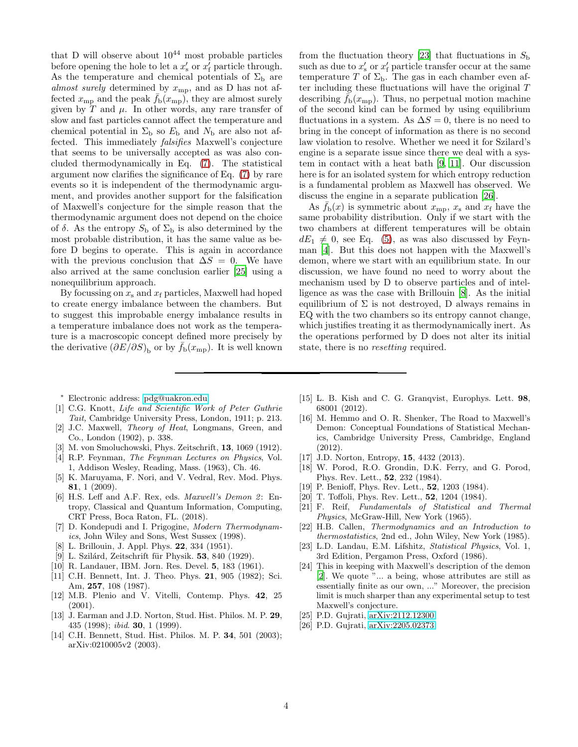that D will observe about $10^{44}$ most probable particles before opening the hole to let a $x'_{\rm s}$ or $x'_{\rm f}$ particle through. As the temperature and chemical potentials of $\Sigma_{\rm b}$ are *almost surely* determined by $x_{\rm mp}$, and as D has not affected $x_{\rm mp}$ and the peak $\bar{f}_{\rm b}(x_{\rm mp})$, they are almost surely given by $T$ and $\mu$. In other words, any rare transfer of slow and fast particles cannot affect the temperature and chemical potential in $\Sigma_{\rm b}$ so $E_{\rm b}$ and $N_{\rm b}$ are also not affected. This immediately *falsifies* Maxwell's conjecture that seems to be universally accepted as was also concluded thermodynamically in Eq. (7). The statistical argument now clarifies the significance of Eq. (7) by rare events so it is independent of the thermodynamic argument, and provides another support for the falsification of Maxwell's conjecture for the simple reason that the thermodynamic argument does not depend on the choice of $\delta$. As the entropy $S_{\rm b}$ of $\Sigma_{\rm b}$ is also determined by the most probable distribution, it has the same value as before D begins to operate. This is again in accordance with the previous conclusion that $\Delta S = 0$. We have also arrived at the same conclusion earlier [25] using a nonequilibrium approach.

By focussing on $x_{\rm s}$ and $x_{\rm f}$ particles, Maxwell had hoped to create energy imbalance between the chambers. But to suggest this improbable energy imbalance results in a temperature imbalance does not work as the temperature is a macroscopic concept defined more precisely by the derivative $(\partial E/\partial S)_{\rm b}$ or by $\bar{f}_{\rm b}(x_{\rm mp})$. It is well known from the fluctuation theory [23] that fluctuations in $S_{\rm b}$ such as due to $x'_{\rm s}$ or $x'_{\rm f}$ particle transfer occur at the same temperature $T$ of $\Sigma_{\rm b}$. The gas in each chamber even after including these fluctuations will have the original $T$ describing $\bar{f}_{\rm b}(x_{\rm mp})$. Thus, no perpetual motion machine of the second kind can be formed by using equilibrium fluctuations in a system. As $\Delta S = 0$, there is no need to bring in the concept of information as there is no second law violation to resolve. Whether we need it for Szilard's engine is a separate issue since there we deal with a system in contact with a heat bath [9, 11]. Our discussion here is for an isolated system for which entropy reduction is a fundamental problem as Maxwell has observed. We discuss the engine in a separate publication [26].

As $\bar{f}_{\rm b}(x)$ is symmetric about $x_{\rm mp}$, $x_{\rm s}$ and $x_{\rm f}$ have the same probability distribution. Only if we start with the two chambers at different temperatures will be obtain $dE_1 \neq 0$, see Eq. (5), as was also discussed by Feynman [4]. But this does not happen with the Maxwell's demon, where we start with an equilibrium state. In our discussion, we have found no need to worry about the mechanism used by D to observe particles and of intelligence as was the case with Brillouin [8]. As the initial equilibrium of $\Sigma$ is not destroyed, D always remains in EQ with the two chambers so its entropy cannot change, which justifies treating it as thermodynamically inert. As the operations performed by D does not alter its initial state, there is no *resetting* required.

---

* Electronic address: pdg@uakron.edu

[1] C.G. Knott, *Life and Scientific Work of Peter Guthrie Tait,* Cambridge University Press, London, 1911; p. 213.

[2] J.C. Maxwell, *Theory of Heat*, Longmans, Green, and Co., London (1902), p. 338.

[3] M. von Smoluchowski, Phys. Zeitschrift, **13**, 1069 (1912).

[4] R.P. Feynman, *The Feynman Lectures on Physics*, Vol. 1, Addison Wesley, Reading, Mass. (1963), Ch. 46.

[5] K. Maruyama, F. Nori, and V. Vedral, Rev. Mod. Phys. **81**, 1 (2009).

[6] H.S. Leff and A.F. Rex, eds. *Maxwell's Demon 2*: Entropy, Classical and Quantum Information, Computing, CRT Press, Boca Raton, FL. (2018).

[7] D. Kondepudi and I. Prigogine, *Modern Thermodynamics*, John Wiley and Sons, West Sussex (1998).

[8] L. Brillouin, J. Appl. Phys. **22**, 334 (1951).

[9] L. Szilárd, Zeitschrift für Physik. **53**, 840 (1929).

[10] R. Landauer, IBM. Jorn. Res. Devel. **5**, 183 (1961).

[11] C.H. Bennett, Int. J. Theo. Phys. **21**, 905 (1982); Sci. Am, **257**, 108 (1987).

[12] M.B. Plenio and V. Vitelli, Contemp. Phys. **42**, 25 (2001).

[13] J. Earman and J.D. Norton, Stud. Hist. Philos. M. P. **29**, 435 (1998); *ibid*. **30**, 1 (1999).

[14] C.H. Bennett, Stud. Hist. Philos. M. P. **34**, 501 (2003); arXiv:0210005v2 (2003).

[15] L. B. Kish and C. G. Granqvist, Europhys. Lett. **98**, 68001 (2012).

[16] M. Hemmo and O. R. Shenker, The Road to Maxwell's Demon: Conceptual Foundations of Statistical Mechanics, Cambridge University Press, Cambridge, England (2012).

[17] J.D. Norton, Entropy, **15**, 4432 (2013).

[18] W. Porod, R.O. Grondin, D.K. Ferry, and G. Porod, Phys. Rev. Lett., **52**, 232 (1984).

[19] P. Benioff, Phys. Rev. Lett., **52**, 1203 (1984).

[20] T. Toffoli, Phys. Rev. Lett., **52**, 1204 (1984).

[21] F. Reif, *Fundamentals of Statistical and Thermal Physics*, McGraw-Hill, New York (1965).

[22] H.B. Callen, *Thermodynamics and an Introduction to thermostatistics*, 2nd ed., John Wiley, New York (1985).

[23] L.D. Landau, E.M. Lifshitz, *Statistical Physics*, Vol. 1, 3rd Edition, Pergamon Press, Oxford (1986).

[24] This in keeping with Maxwell's description of the demon [2]. We quote "... a being, whose attributes are still as essentially finite as our own, ..." Moreover, the precision limit is much sharper than any experimental setup to test Maxwell's conjecture.

[25] P.D. Gujrati, arXiv:2112.12300

[26] P.D. Gujrati, arXiv:2205.02373